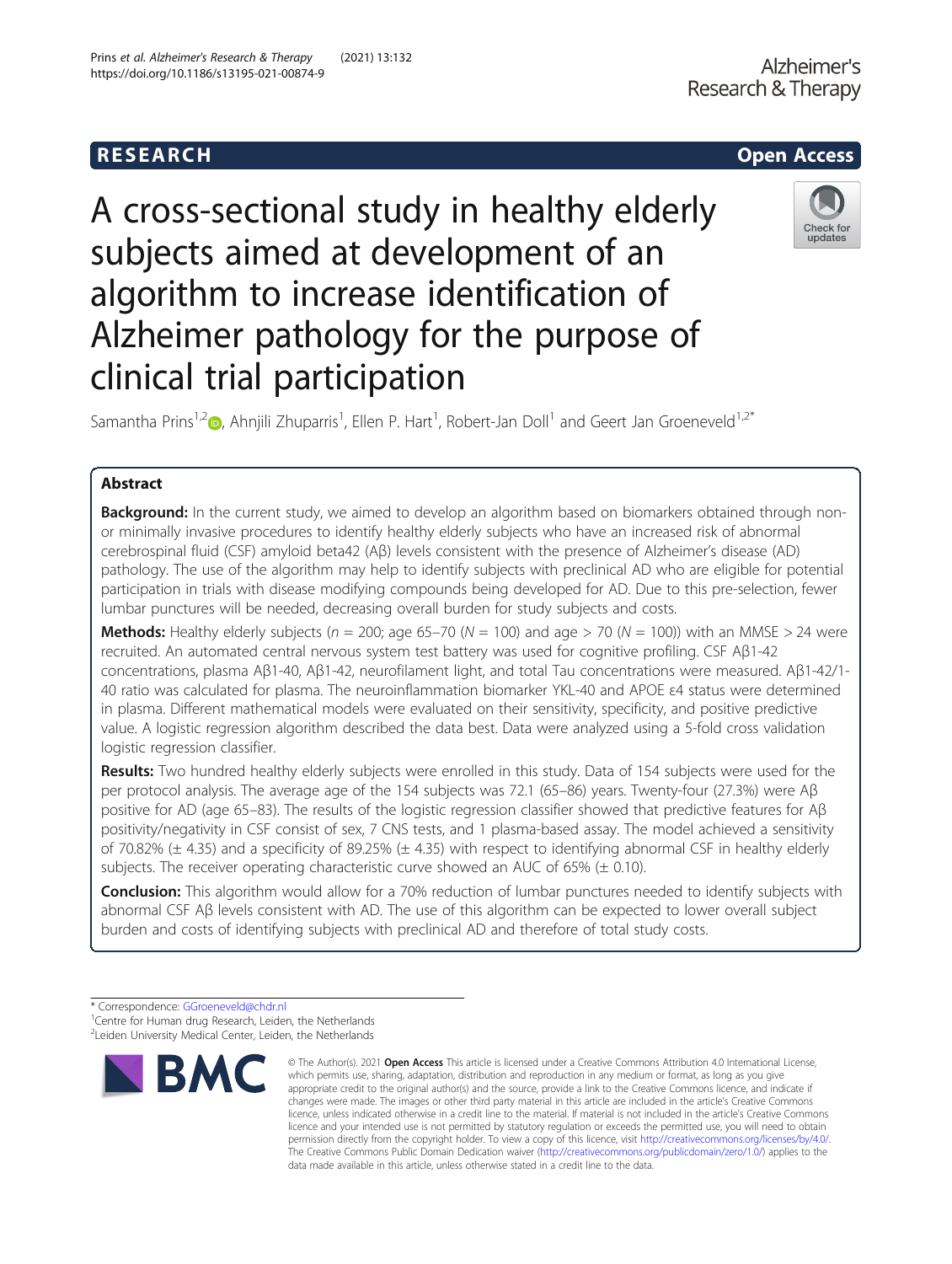RESEARCH Open Access

# A cross-sectional study in healthy elderly subjects aimed at development of an algorithm to increase identification of Alzheimer pathology for the purpose of clinical trial participation

Samantha Prins[1,2], Ahnjili Zhuparris[1], Ellen P. Hart[1], Robert-Jan Doll[1] and Geert Jan Groeneveld[1,2*]

## Abstract

**Background:** In the current study, we aimed to develop an algorithm based on biomarkers obtained through non- or minimally invasive procedures to identify healthy elderly subjects who have an increased risk of abnormal cerebrospinal fluid (CSF) amyloid beta42 (Aβ) levels consistent with the presence of Alzheimer's disease (AD) pathology. The use of the algorithm may help to identify subjects with preclinical AD who are eligible for potential participation in trials with disease modifying compounds being developed for AD. Due to this pre-selection, fewer lumbar punctures will be needed, decreasing overall burden for study subjects and costs.

**Methods:** Healthy elderly subjects ($n = 200$; age 65–70 ($N = 100$) and age > 70 ($N = 100$)) with an MMSE > 24 were recruited. An automated central nervous system test battery was used for cognitive profiling. CSF Aβ1-42 concentrations, plasma Aβ1-40, Aβ1-42, neurofilament light, and total Tau concentrations were measured. Aβ1-42/1-40 ratio was calculated for plasma. The neuroinflammation biomarker YKL-40 and APOE ε4 status were determined in plasma. Different mathematical models were evaluated on their sensitivity, specificity, and positive predictive value. A logistic regression algorithm described the data best. Data were analyzed using a 5-fold cross validation logistic regression classifier.

**Results:** Two hundred healthy elderly subjects were enrolled in this study. Data of 154 subjects were used for the per protocol analysis. The average age of the 154 subjects was 72.1 (65–86) years. Twenty-four (27.3%) were Aβ positive for AD (age 65–83). The results of the logistic regression classifier showed that predictive features for Aβ positivity/negativity in CSF consist of sex, 7 CNS tests, and 1 plasma-based assay. The model achieved a sensitivity of 70.82% (± 4.35) and a specificity of 89.25% (± 4.35) with respect to identifying abnormal CSF in healthy elderly subjects. The receiver operating characteristic curve showed an AUC of 65% (± 0.10).

**Conclusion:** This algorithm would allow for a 70% reduction of lumbar punctures needed to identify subjects with abnormal CSF Aβ levels consistent with AD. The use of this algorithm can be expected to lower overall subject burden and costs of identifying subjects with preclinical AD and therefore of total study costs.

\* Correspondence: GGroeneveld@chdr.nl
[1]Centre for Human drug Research, Leiden, the Netherlands
[2]Leiden University Medical Center, Leiden, the Netherlands

© The Author(s). 2021 **Open Access** This article is licensed under a Creative Commons Attribution 4.0 International License, which permits use, sharing, adaptation, distribution and reproduction in any medium or format, as long as you give appropriate credit to the original author(s) and the source, provide a link to the Creative Commons licence, and indicate if changes were made. The images or other third party material in this article are included in the article's Creative Commons licence, unless indicated otherwise in a credit line to the material. If material is not included in the article's Creative Commons licence and your intended use is not permitted by statutory regulation or exceeds the permitted use, you will need to obtain permission directly from the copyright holder. To view a copy of this licence, visit http://creativecommons.org/licenses/by/4.0/. The Creative Commons Public Domain Dedication waiver (http://creativecommons.org/publicdomain/zero/1.0/) applies to the data made available in this article, unless otherwise stated in a credit line to the data.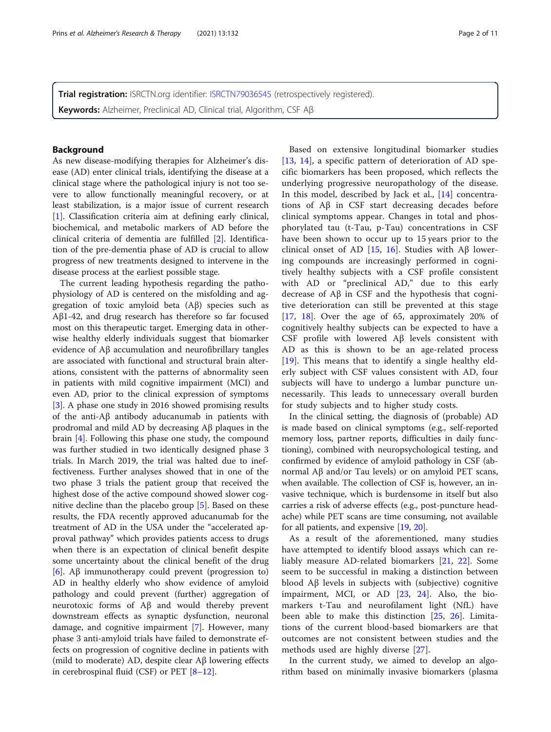**Trial registration:** ISRCTN.org identifier: ISRCTN79036545 (retrospectively registered).

**Keywords:** Alzheimer, Preclinical AD, Clinical trial, Algorithm, CSF Aβ

## Background

As new disease-modifying therapies for Alzheimer's disease (AD) enter clinical trials, identifying the disease at a clinical stage where the pathological injury is not too severe to allow functionally meaningful recovery, or at least stabilization, is a major issue of current research [1]. Classification criteria aim at defining early clinical, biochemical, and metabolic markers of AD before the clinical criteria of dementia are fulfilled [2]. Identification of the pre-dementia phase of AD is crucial to allow progress of new treatments designed to intervene in the disease process at the earliest possible stage.

The current leading hypothesis regarding the pathophysiology of AD is centered on the misfolding and aggregation of toxic amyloid beta (Aβ) species such as Aβ1-42, and drug research has therefore so far focused most on this therapeutic target. Emerging data in otherwise healthy elderly individuals suggest that biomarker evidence of Aβ accumulation and neurofibrillary tangles are associated with functional and structural brain alterations, consistent with the patterns of abnormality seen in patients with mild cognitive impairment (MCI) and even AD, prior to the clinical expression of symptoms [3]. A phase one study in 2016 showed promising results of the anti-Aβ antibody aducanumab in patients with prodromal and mild AD by decreasing Aβ plaques in the brain [4]. Following this phase one study, the compound was further studied in two identically designed phase 3 trials. In March 2019, the trial was halted due to ineffectiveness. Further analyses showed that in one of the two phase 3 trials the patient group that received the highest dose of the active compound showed slower cognitive decline than the placebo group [5]. Based on these results, the FDA recently approved aducanumab for the treatment of AD in the USA under the "accelerated approval pathway" which provides patients access to drugs when there is an expectation of clinical benefit despite some uncertainty about the clinical benefit of the drug [6]. Aβ immunotherapy could prevent (progression to) AD in healthy elderly who show evidence of amyloid pathology and could prevent (further) aggregation of neurotoxic forms of Aβ and would thereby prevent downstream effects as synaptic dysfunction, neuronal damage, and cognitive impairment [7]. However, many phase 3 anti-amyloid trials have failed to demonstrate effects on progression of cognitive decline in patients with (mild to moderate) AD, despite clear Aβ lowering effects in cerebrospinal fluid (CSF) or PET [8–12].

Based on extensive longitudinal biomarker studies [13, 14], a specific pattern of deterioration of AD specific biomarkers has been proposed, which reflects the underlying progressive neuropathology of the disease. In this model, described by Jack et al., [14] concentrations of Aβ in CSF start decreasing decades before clinical symptoms appear. Changes in total and phosphorylated tau (t-Tau, p-Tau) concentrations in CSF have been shown to occur up to 15 years prior to the clinical onset of AD [15, 16]. Studies with Aβ lowering compounds are increasingly performed in cognitively healthy subjects with a CSF profile consistent with AD or "preclinical AD," due to this early decrease of Aβ in CSF and the hypothesis that cognitive deterioration can still be prevented at this stage [17, 18]. Over the age of 65, approximately 20% of cognitively healthy subjects can be expected to have a CSF profile with lowered Aβ levels consistent with AD as this is shown to be an age-related process [19]. This means that to identify a single healthy elderly subject with CSF values consistent with AD, four subjects will have to undergo a lumbar puncture unnecessarily. This leads to unnecessary overall burden for study subjects and to higher study costs.

In the clinical setting, the diagnosis of (probable) AD is made based on clinical symptoms (e.g., self-reported memory loss, partner reports, difficulties in daily functioning), combined with neuropsychological testing, and confirmed by evidence of amyloid pathology in CSF (abnormal Aβ and/or Tau levels) or on amyloid PET scans, when available. The collection of CSF is, however, an invasive technique, which is burdensome in itself but also carries a risk of adverse effects (e.g., post-puncture headache) while PET scans are time consuming, not available for all patients, and expensive [19, 20].

As a result of the aforementioned, many studies have attempted to identify blood assays which can reliably measure AD-related biomarkers [21, 22]. Some seem to be successful in making a distinction between blood Aβ levels in subjects with (subjective) cognitive impairment, MCI, or AD [23, 24]. Also, the biomarkers t-Tau and neurofilament light (NfL) have been able to make this distinction [25, 26]. Limitations of the current blood-based biomarkers are that outcomes are not consistent between studies and the methods used are highly diverse [27].

In the current study, we aimed to develop an algorithm based on minimally invasive biomarkers (plasma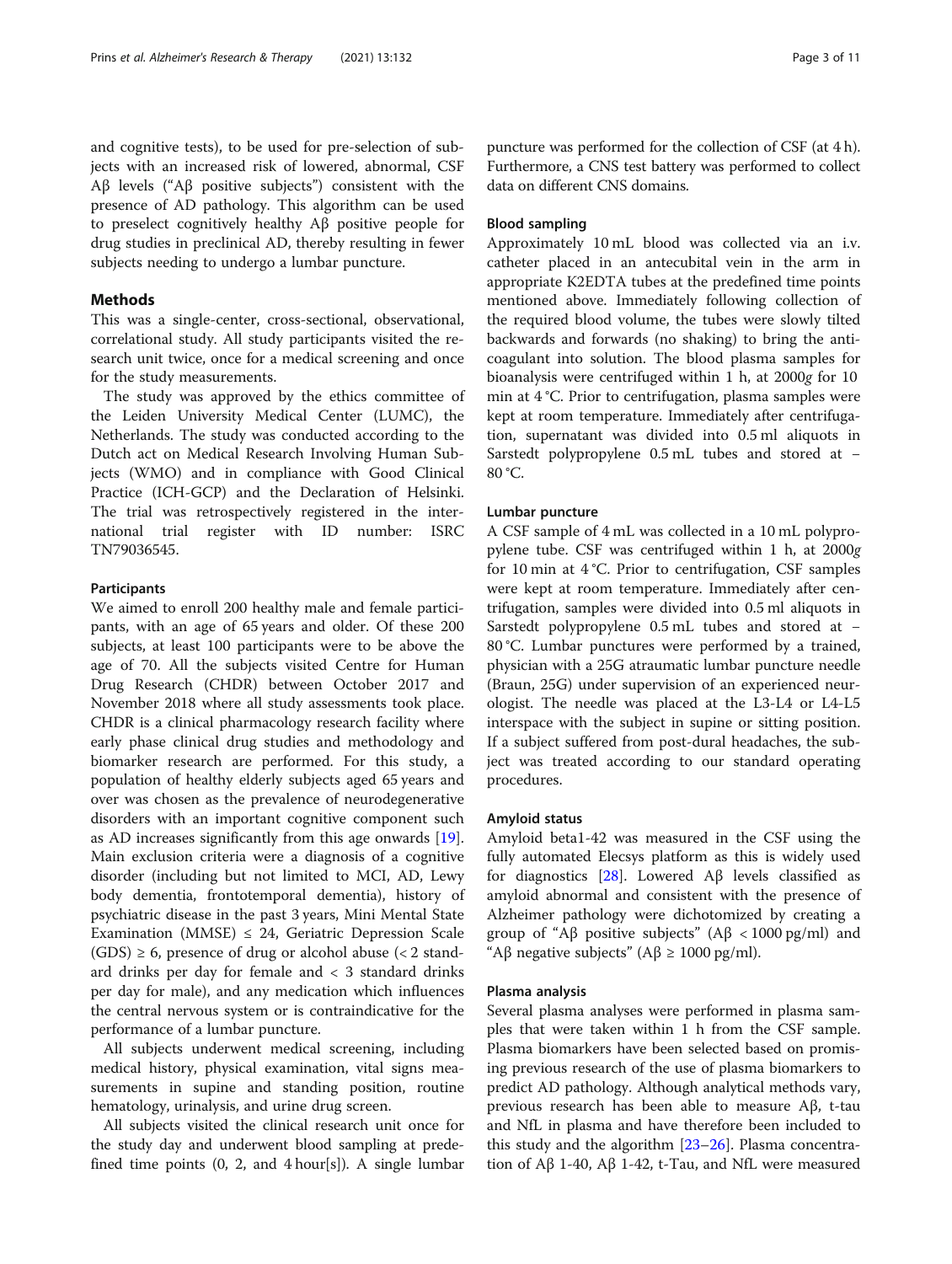and cognitive tests), to be used for pre-selection of subjects with an increased risk of lowered, abnormal, CSF Aβ levels ("Aβ positive subjects") consistent with the presence of AD pathology. This algorithm can be used to preselect cognitively healthy Aβ positive people for drug studies in preclinical AD, thereby resulting in fewer subjects needing to undergo a lumbar puncture.

## Methods

This was a single-center, cross-sectional, observational, correlational study. All study participants visited the research unit twice, once for a medical screening and once for the study measurements.

The study was approved by the ethics committee of the Leiden University Medical Center (LUMC), the Netherlands. The study was conducted according to the Dutch act on Medical Research Involving Human Subjects (WMO) and in compliance with Good Clinical Practice (ICH-GCP) and the Declaration of Helsinki. The trial was retrospectively registered in the international trial register with ID number: ISRCTN79036545.

### Participants

We aimed to enroll 200 healthy male and female participants, with an age of 65 years and older. Of these 200 subjects, at least 100 participants were to be above the age of 70. All the subjects visited Centre for Human Drug Research (CHDR) between October 2017 and November 2018 where all study assessments took place. CHDR is a clinical pharmacology research facility where early phase clinical drug studies and methodology and biomarker research are performed. For this study, a population of healthy elderly subjects aged 65 years and over was chosen as the prevalence of neurodegenerative disorders with an important cognitive component such as AD increases significantly from this age onwards [19]. Main exclusion criteria were a diagnosis of a cognitive disorder (including but not limited to MCI, AD, Lewy body dementia, frontotemporal dementia), history of psychiatric disease in the past 3 years, Mini Mental State Examination (MMSE) ≤ 24, Geriatric Depression Scale (GDS) ≥ 6, presence of drug or alcohol abuse (< 2 standard drinks per day for female and < 3 standard drinks per day for male), and any medication which influences the central nervous system or is contraindicative for the performance of a lumbar puncture.

All subjects underwent medical screening, including medical history, physical examination, vital signs measurements in supine and standing position, routine hematology, urinalysis, and urine drug screen.

All subjects visited the clinical research unit once for the study day and underwent blood sampling at predefined time points (0, 2, and 4 hour[s]). A single lumbar puncture was performed for the collection of CSF (at 4 h). Furthermore, a CNS test battery was performed to collect data on different CNS domains.

### Blood sampling

Approximately 10 mL blood was collected via an i.v. catheter placed in an antecubital vein in the arm in appropriate K2EDTA tubes at the predefined time points mentioned above. Immediately following collection of the required blood volume, the tubes were slowly tilted backwards and forwards (no shaking) to bring the anticoagulant into solution. The blood plasma samples for bioanalysis were centrifuged within 1 h, at 2000*g* for 10 min at 4 °C. Prior to centrifugation, plasma samples were kept at room temperature. Immediately after centrifugation, supernatant was divided into 0.5 ml aliquots in Sarstedt polypropylene 0.5 mL tubes and stored at − 80 °C.

### Lumbar puncture

A CSF sample of 4 mL was collected in a 10 mL polypropylene tube. CSF was centrifuged within 1 h, at 2000*g* for 10 min at 4 °C. Prior to centrifugation, CSF samples were kept at room temperature. Immediately after centrifugation, samples were divided into 0.5 ml aliquots in Sarstedt polypropylene 0.5 mL tubes and stored at − 80 °C. Lumbar punctures were performed by a trained, physician with a 25G atraumatic lumbar puncture needle (Braun, 25G) under supervision of an experienced neurologist. The needle was placed at the L3-L4 or L4-L5 interspace with the subject in supine or sitting position. If a subject suffered from post-dural headaches, the subject was treated according to our standard operating procedures.

### Amyloid status

Amyloid beta1-42 was measured in the CSF using the fully automated Elecsys platform as this is widely used for diagnostics [28]. Lowered Aβ levels classified as amyloid abnormal and consistent with the presence of Alzheimer pathology were dichotomized by creating a group of "Aβ positive subjects" (Aβ < 1000 pg/ml) and "Aβ negative subjects" (Aβ ≥ 1000 pg/ml).

### Plasma analysis

Several plasma analyses were performed in plasma samples that were taken within 1 h from the CSF sample. Plasma biomarkers have been selected based on promising previous research of the use of plasma biomarkers to predict AD pathology. Although analytical methods vary, previous research has been able to measure Aβ, t-tau and NfL in plasma and have therefore been included to this study and the algorithm [23–26]. Plasma concentration of Aβ 1-40, Aβ 1-42, t-Tau, and NfL were measured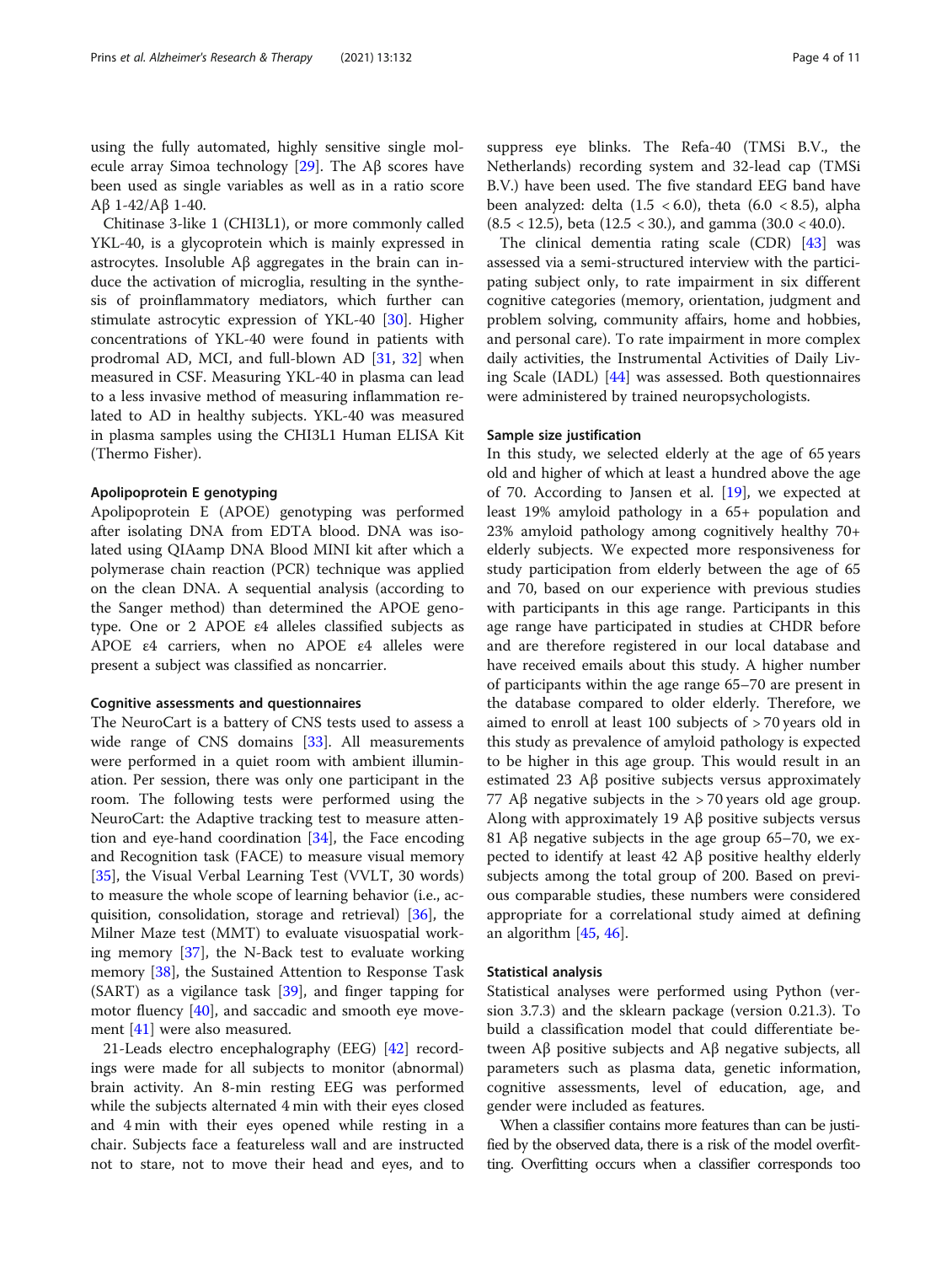using the fully automated, highly sensitive single molecule array Simoa technology [29]. The Aβ scores have been used as single variables as well as in a ratio score Aβ 1-42/Aβ 1-40.

Chitinase 3-like 1 (CHI3L1), or more commonly called YKL-40, is a glycoprotein which is mainly expressed in astrocytes. Insoluble Aβ aggregates in the brain can induce the activation of microglia, resulting in the synthesis of proinflammatory mediators, which further can stimulate astrocytic expression of YKL-40 [30]. Higher concentrations of YKL-40 were found in patients with prodromal AD, MCI, and full-blown AD [31, 32] when measured in CSF. Measuring YKL-40 in plasma can lead to a less invasive method of measuring inflammation related to AD in healthy subjects. YKL-40 was measured in plasma samples using the CHI3L1 Human ELISA Kit (Thermo Fisher).

#### Apolipoprotein E genotyping

Apolipoprotein E (APOE) genotyping was performed after isolating DNA from EDTA blood. DNA was isolated using QIAamp DNA Blood MINI kit after which a polymerase chain reaction (PCR) technique was applied on the clean DNA. A sequential analysis (according to the Sanger method) than determined the APOE genotype. One or 2 APOE ε4 alleles classified subjects as APOE ε4 carriers, when no APOE ε4 alleles were present a subject was classified as noncarrier.

#### Cognitive assessments and questionnaires

The NeuroCart is a battery of CNS tests used to assess a wide range of CNS domains [33]. All measurements were performed in a quiet room with ambient illumination. Per session, there was only one participant in the room. The following tests were performed using the NeuroCart: the Adaptive tracking test to measure attention and eye-hand coordination [34], the Face encoding and Recognition task (FACE) to measure visual memory [35], the Visual Verbal Learning Test (VVLT, 30 words) to measure the whole scope of learning behavior (i.e., acquisition, consolidation, storage and retrieval) [36], the Milner Maze test (MMT) to evaluate visuospatial working memory [37], the N-Back test to evaluate working memory [38], the Sustained Attention to Response Task (SART) as a vigilance task [39], and finger tapping for motor fluency [40], and saccadic and smooth eye movement [41] were also measured.

21-Leads electro encephalography (EEG) [42] recordings were made for all subjects to monitor (abnormal) brain activity. An 8-min resting EEG was performed while the subjects alternated 4 min with their eyes closed and 4 min with their eyes opened while resting in a chair. Subjects face a featureless wall and are instructed not to stare, not to move their head and eyes, and to suppress eye blinks. The Refa-40 (TMSi B.V., the Netherlands) recording system and 32-lead cap (TMSi B.V.) have been used. The five standard EEG band have been analyzed: delta (1.5 < 6.0), theta (6.0 < 8.5), alpha (8.5 < 12.5), beta (12.5 < 30.), and gamma (30.0 < 40.0).

The clinical dementia rating scale (CDR) [43] was assessed via a semi-structured interview with the participating subject only, to rate impairment in six different cognitive categories (memory, orientation, judgment and problem solving, community affairs, home and hobbies, and personal care). To rate impairment in more complex daily activities, the Instrumental Activities of Daily Living Scale (IADL) [44] was assessed. Both questionnaires were administered by trained neuropsychologists.

#### Sample size justification

In this study, we selected elderly at the age of 65 years old and higher of which at least a hundred above the age of 70. According to Jansen et al. [19], we expected at least 19% amyloid pathology in a 65+ population and 23% amyloid pathology among cognitively healthy 70+ elderly subjects. We expected more responsiveness for study participation from elderly between the age of 65 and 70, based on our experience with previous studies with participants in this age range. Participants in this age range have participated in studies at CHDR before and are therefore registered in our local database and have received emails about this study. A higher number of participants within the age range 65–70 are present in the database compared to older elderly. Therefore, we aimed to enroll at least 100 subjects of > 70 years old in this study as prevalence of amyloid pathology is expected to be higher in this age group. This would result in an estimated 23 Aβ positive subjects versus approximately 77 Aβ negative subjects in the > 70 years old age group. Along with approximately 19 Aβ positive subjects versus 81 Aβ negative subjects in the age group 65–70, we expected to identify at least 42 Aβ positive healthy elderly subjects among the total group of 200. Based on previous comparable studies, these numbers were considered appropriate for a correlational study aimed at defining an algorithm [45, 46].

#### Statistical analysis

Statistical analyses were performed using Python (version 3.7.3) and the sklearn package (version 0.21.3). To build a classification model that could differentiate between Aβ positive subjects and Aβ negative subjects, all parameters such as plasma data, genetic information, cognitive assessments, level of education, age, and gender were included as features.

When a classifier contains more features than can be justified by the observed data, there is a risk of the model overfitting. Overfitting occurs when a classifier corresponds too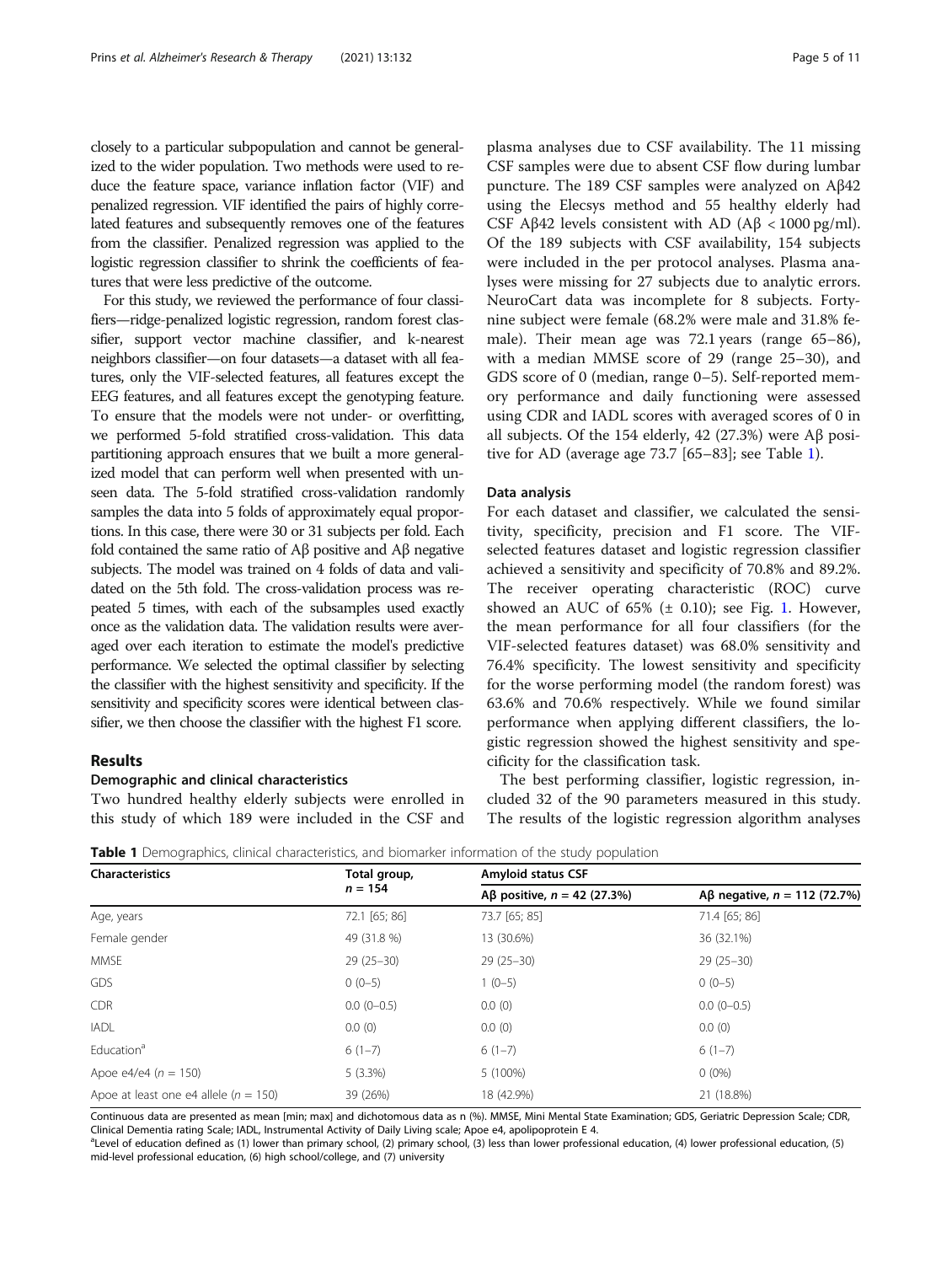closely to a particular subpopulation and cannot be generalized to the wider population. Two methods were used to reduce the feature space, variance inflation factor (VIF) and penalized regression. VIF identified the pairs of highly correlated features and subsequently removes one of the features from the classifier. Penalized regression was applied to the logistic regression classifier to shrink the coefficients of features that were less predictive of the outcome.

For this study, we reviewed the performance of four classifiers—ridge-penalized logistic regression, random forest classifier, support vector machine classifier, and k-nearest neighbors classifier—on four datasets—a dataset with all features, only the VIF-selected features, all features except the EEG features, and all features except the genotyping feature. To ensure that the models were not under- or overfitting, we performed 5-fold stratified cross-validation. This data partitioning approach ensures that we built a more generalized model that can perform well when presented with unseen data. The 5-fold stratified cross-validation randomly samples the data into 5 folds of approximately equal proportions. In this case, there were 30 or 31 subjects per fold. Each fold contained the same ratio of Aβ positive and Aβ negative subjects. The model was trained on 4 folds of data and validated on the 5th fold. The cross-validation process was repeated 5 times, with each of the subsamples used exactly once as the validation data. The validation results were averaged over each iteration to estimate the model's predictive performance. We selected the optimal classifier by selecting the classifier with the highest sensitivity and specificity. If the sensitivity and specificity scores were identical between classifier, we then choose the classifier with the highest F1 score.

## Results

### Demographic and clinical characteristics

Two hundred healthy elderly subjects were enrolled in this study of which 189 were included in the CSF and plasma analyses due to CSF availability. The 11 missing CSF samples were due to absent CSF flow during lumbar puncture. The 189 CSF samples were analyzed on Aβ42 using the Elecsys method and 55 healthy elderly had CSF Aβ42 levels consistent with AD (Aβ < 1000 pg/ml). Of the 189 subjects with CSF availability, 154 subjects were included in the per protocol analyses. Plasma analyses were missing for 27 subjects due to analytic errors. NeuroCart data was incomplete for 8 subjects. Forty-nine subject were female (68.2% were male and 31.8% female). Their mean age was 72.1 years (range 65–86), with a median MMSE score of 29 (range 25–30), and GDS score of 0 (median, range 0–5). Self-reported memory performance and daily functioning were assessed using CDR and IADL scores with averaged scores of 0 in all subjects. Of the 154 elderly, 42 (27.3%) were Aβ positive for AD (average age 73.7 [65–83]; see Table 1).

### Data analysis

For each dataset and classifier, we calculated the sensitivity, specificity, precision and F1 score. The VIF-selected features dataset and logistic regression classifier achieved a sensitivity and specificity of 70.8% and 89.2%. The receiver operating characteristic (ROC) curve showed an AUC of 65% (± 0.10); see Fig. 1. However, the mean performance for all four classifiers (for the VIF-selected features dataset) was 68.0% sensitivity and 76.4% specificity. The lowest sensitivity and specificity for the worse performing model (the random forest) was 63.6% and 70.6% respectively. While we found similar performance when applying different classifiers, the logistic regression showed the highest sensitivity and specificity for the classification task.

The best performing classifier, logistic regression, included 32 of the 90 parameters measured in this study. The results of the logistic regression algorithm analyses

**Table 1** Demographics, clinical characteristics, and biomarker information of the study population

| Characteristics | Total group, $n$ = 154 | Amyloid status CSF | |
|---|---|---|---|
| | | Aβ positive, $n$ = 42 (27.3%) | Aβ negative, $n$ = 112 (72.7%) |
| Age, years | 72.1 [65; 86] | 73.7 [65; 85] | 71.4 [65; 86] |
| Female gender | 49 (31.8 %) | 13 (30.6%) | 36 (32.1%) |
| MMSE | 29 (25–30) | 29 (25–30) | 29 (25–30) |
| GDS | 0 (0–5) | 1 (0–5) | 0 (0–5) |
| CDR | 0.0 (0–0.5) | 0.0 (0) | 0.0 (0–0.5) |
| IADL | 0.0 (0) | 0.0 (0) | 0.0 (0) |
| Education[a] | 6 (1–7) | 6 (1–7) | 6 (1–7) |
| Apoe e4/e4 ($n$ = 150) | 5 (3.3%) | 5 (100%) | 0 (0%) |
| Apoe at least one e4 allele ($n$ = 150) | 39 (26%) | 18 (42.9%) | 21 (18.8%) |

Continuous data are presented as mean [min; max] and dichotomous data as n (%). MMSE, Mini Mental State Examination; GDS, Geriatric Depression Scale; CDR, Clinical Dementia rating Scale; IADL, Instrumental Activity of Daily Living scale; Apoe e4, apolipoprotein E 4.

[a]Level of education defined as (1) lower than primary school, (2) primary school, (3) less than lower professional education, (4) lower professional education, (5) mid-level professional education, (6) high school/college, and (7) university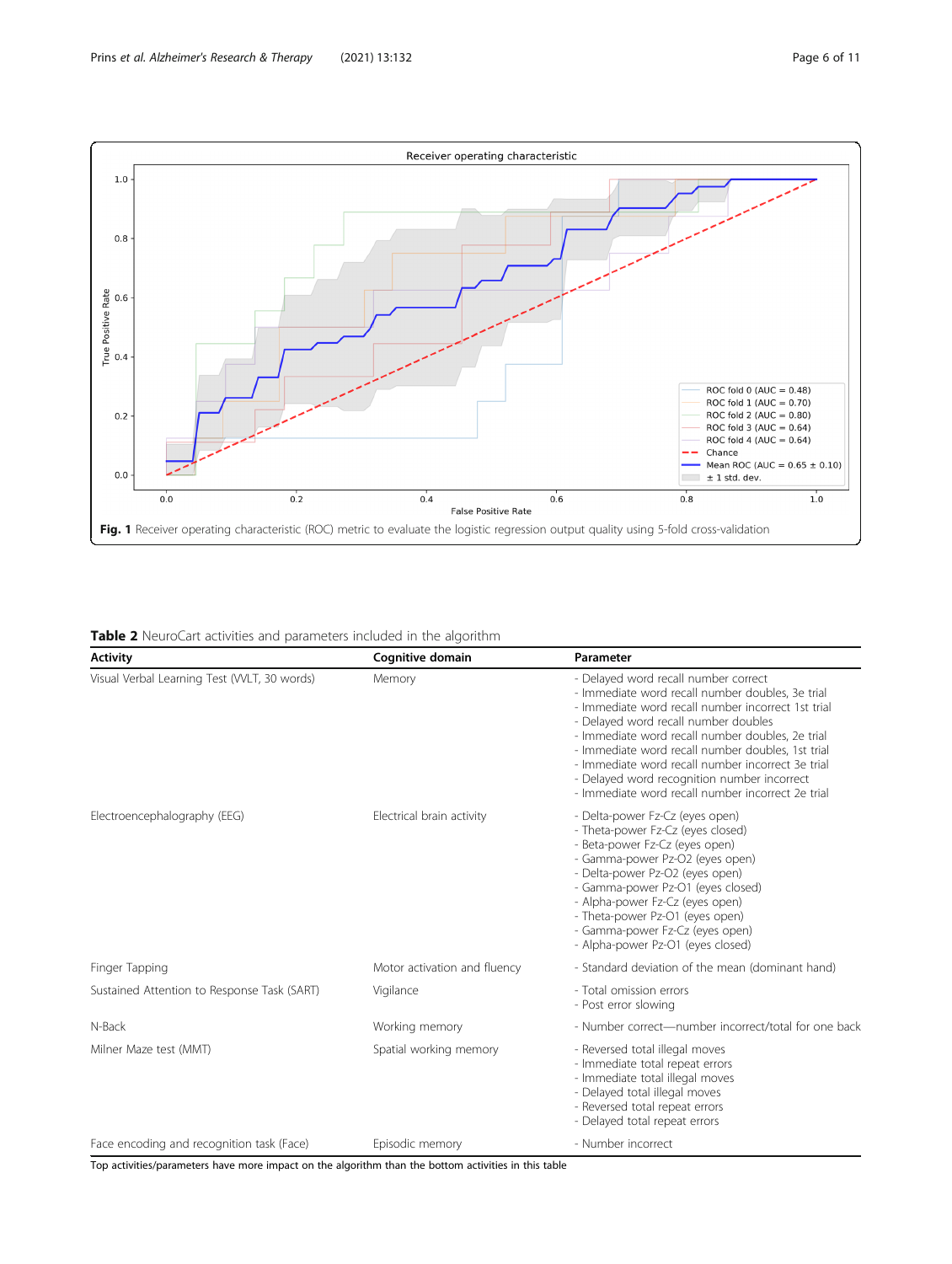**Fig. 1** Receiver operating characteristic (ROC) metric to evaluate the logistic regression output quality using 5-fold cross-validation

**Table 2** NeuroCart activities and parameters included in the algorithm

| Activity | Cognitive domain | Parameter |
|---|---|---|
| Visual Verbal Learning Test (VVLT, 30 words) | Memory | - Delayed word recall number correct<br>- Immediate word recall number doubles, 3e trial<br>- Immediate word recall number incorrect 1st trial<br>- Delayed word recall number doubles<br>- Immediate word recall number doubles, 2e trial<br>- Immediate word recall number doubles, 1st trial<br>- Immediate word recall number incorrect 3e trial<br>- Delayed word recognition number incorrect<br>- Immediate word recall number incorrect 2e trial |
| Electroencephalography (EEG) | Electrical brain activity | - Delta-power Fz-Cz (eyes open)<br>- Theta-power Fz-Cz (eyes closed)<br>- Beta-power Fz-Cz (eyes open)<br>- Gamma-power Pz-O2 (eyes open)<br>- Delta-power Pz-O2 (eyes open)<br>- Gamma-power Pz-O1 (eyes closed)<br>- Alpha-power Fz-Cz (eyes open)<br>- Theta-power Pz-O1 (eyes open)<br>- Gamma-power Fz-Cz (eyes open)<br>- Alpha-power Pz-O1 (eyes closed) |
| Finger Tapping | Motor activation and fluency | - Standard deviation of the mean (dominant hand) |
| Sustained Attention to Response Task (SART) | Vigilance | - Total omission errors<br>- Post error slowing |
| N-Back | Working memory | - Number correct—number incorrect/total for one back |
| Milner Maze test (MMT) | Spatial working memory | - Reversed total illegal moves<br>- Immediate total repeat errors<br>- Immediate total illegal moves<br>- Delayed total illegal moves<br>- Reversed total repeat errors<br>- Delayed total repeat errors |
| Face encoding and recognition task (Face) | Episodic memory | - Number incorrect |

Top activities/parameters have more impact on the algorithm than the bottom activities in this table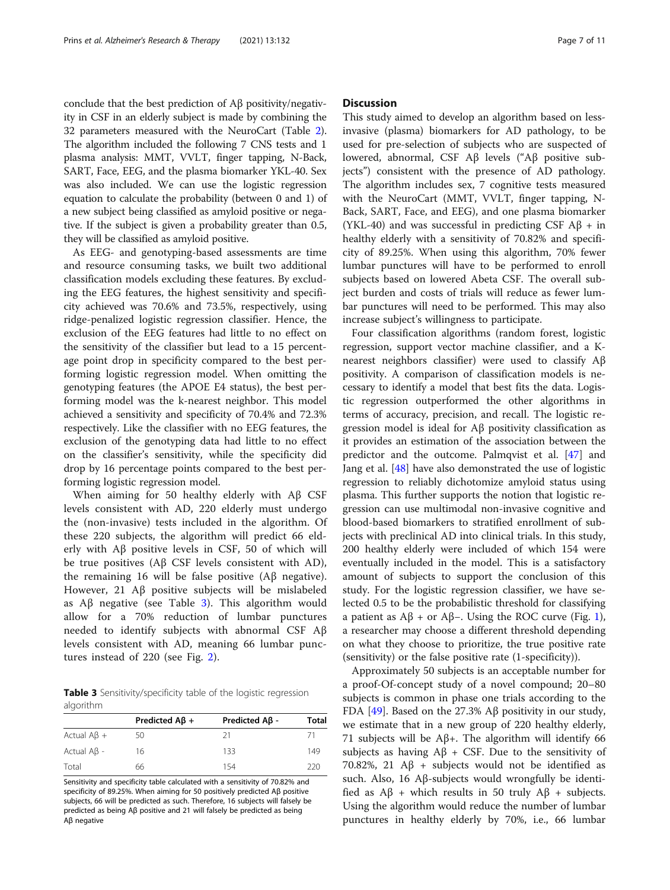conclude that the best prediction of Aβ positivity/negativity in CSF in an elderly subject is made by combining the 32 parameters measured with the NeuroCart (Table 2). The algorithm included the following 7 CNS tests and 1 plasma analysis: MMT, VVLT, finger tapping, N-Back, SART, Face, EEG, and the plasma biomarker YKL-40. Sex was also included. We can use the logistic regression equation to calculate the probability (between 0 and 1) of a new subject being classified as amyloid positive or negative. If the subject is given a probability greater than 0.5, they will be classified as amyloid positive.

As EEG- and genotyping-based assessments are time and resource consuming tasks, we built two additional classification models excluding these features. By excluding the EEG features, the highest sensitivity and specificity achieved was 70.6% and 73.5%, respectively, using ridge-penalized logistic regression classifier. Hence, the exclusion of the EEG features had little to no effect on the sensitivity of the classifier but lead to a 15 percentage point drop in specificity compared to the best performing logistic regression model. When omitting the genotyping features (the APOE E4 status), the best performing model was the k-nearest neighbor. This model achieved a sensitivity and specificity of 70.4% and 72.3% respectively. Like the classifier with no EEG features, the exclusion of the genotyping data had little to no effect on the classifier's sensitivity, while the specificity did drop by 16 percentage points compared to the best performing logistic regression model.

When aiming for 50 healthy elderly with Aβ CSF levels consistent with AD, 220 elderly must undergo the (non-invasive) tests included in the algorithm. Of these 220 subjects, the algorithm will predict 66 elderly with Aβ positive levels in CSF, 50 of which will be true positives (Aβ CSF levels consistent with AD), the remaining 16 will be false positive (Aβ negative). However, 21 Aβ positive subjects will be mislabeled as Aβ negative (see Table 3). This algorithm would allow for a 70% reduction of lumbar punctures needed to identify subjects with abnormal CSF Aβ levels consistent with AD, meaning 66 lumbar punctures instead of 220 (see Fig. 2).

**Table 3** Sensitivity/specificity table of the logistic regression algorithm

| | Predicted Aβ + | Predicted Aβ - | Total |
|---|---|---|---|
| Actual Aβ + | 50 | 21 | 71 |
| Actual Aβ - | 16 | 133 | 149 |
| Total | 66 | 154 | 220 |

Sensitivity and specificity table calculated with a sensitivity of 70.82% and specificity of 89.25%. When aiming for 50 positively predicted Aβ positive subjects, 66 will be predicted as such. Therefore, 16 subjects will falsely be predicted as being Aβ positive and 21 will falsely be predicted as being Aβ negative

## Discussion

This study aimed to develop an algorithm based on less-invasive (plasma) biomarkers for AD pathology, to be used for pre-selection of subjects who are suspected of lowered, abnormal, CSF Aβ levels ("Aβ positive subjects") consistent with the presence of AD pathology. The algorithm includes sex, 7 cognitive tests measured with the NeuroCart (MMT, VVLT, finger tapping, N-Back, SART, Face, and EEG), and one plasma biomarker (YKL-40) and was successful in predicting CSF Aβ + in healthy elderly with a sensitivity of 70.82% and specificity of 89.25%. When using this algorithm, 70% fewer lumbar punctures will have to be performed to enroll subjects based on lowered Abeta CSF. The overall subject burden and costs of trials will reduce as fewer lumbar punctures will need to be performed. This may also increase subject's willingness to participate.

Four classification algorithms (random forest, logistic regression, support vector machine classifier, and a K-nearest neighbors classifier) were used to classify Aβ positivity. A comparison of classification models is necessary to identify a model that best fits the data. Logistic regression outperformed the other algorithms in terms of accuracy, precision, and recall. The logistic regression model is ideal for Aβ positivity classification as it provides an estimation of the association between the predictor and the outcome. Palmqvist et al. [47] and Jang et al. [48] have also demonstrated the use of logistic regression to reliably dichotomize amyloid status using plasma. This further supports the notion that logistic regression can use multimodal non-invasive cognitive and blood-based biomarkers to stratified enrollment of subjects with preclinical AD into clinical trials. In this study, 200 healthy elderly were included of which 154 were eventually included in the model. This is a satisfactory amount of subjects to support the conclusion of this study. For the logistic regression classifier, we have selected 0.5 to be the probabilistic threshold for classifying a patient as Aβ + or Aβ−. Using the ROC curve (Fig. 1), a researcher may choose a different threshold depending on what they choose to prioritize, the true positive rate (sensitivity) or the false positive rate (1-specificity)).

Approximately 50 subjects is an acceptable number for a proof-Of-concept study of a novel compound; 20–80 subjects is common in phase one trials according to the FDA [49]. Based on the 27.3% Aβ positivity in our study, we estimate that in a new group of 220 healthy elderly, 71 subjects will be Aβ+. The algorithm will identify 66 subjects as having Aβ + CSF. Due to the sensitivity of 70.82%, 21 Aβ + subjects would not be identified as such. Also, 16 Aβ-subjects would wrongfully be identified as Aβ + which results in 50 truly Aβ + subjects. Using the algorithm would reduce the number of lumbar punctures in healthy elderly by 70%, i.e., 66 lumbar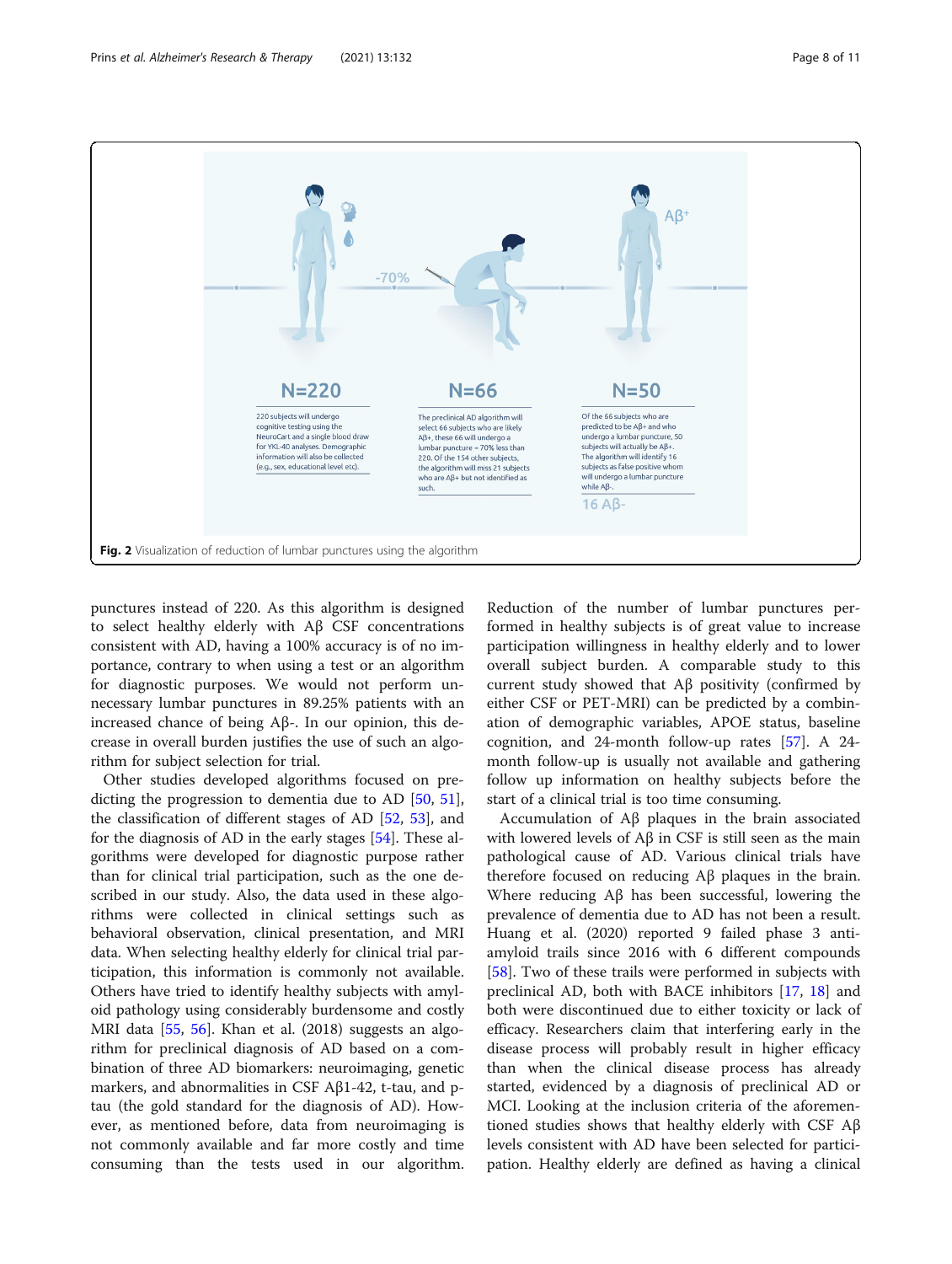N=220

220 subjects will undergo cognitive testing using the NeuroCart and a single blood draw for YKL-40 analyses. Demographic information will also be collected (e.g., sex, educational level etc).

-70%

N=66

The preclinical AD algorithm will select 66 subjects who are likely Aβ+, these 66 will undergo a lumbar puncture = 70% less than 220. Of the 154 other subjects, the algorithm will miss 21 subjects who are Aβ+ but not identified as such.

Aβ+

N=50

Of the 66 subjects who are predicted to be Aβ+ and who undergo a lumbar puncture, 50 subjects will actually be Aβ+. The algorithm will identify 16 subjects as false positive whom will undergo a lumbar puncture while Aβ-.

16 Aβ-

**Fig. 2** Visualization of reduction of lumbar punctures using the algorithm

punctures instead of 220. As this algorithm is designed to select healthy elderly with Aβ CSF concentrations consistent with AD, having a 100% accuracy is of no importance, contrary to when using a test or an algorithm for diagnostic purposes. We would not perform unnecessary lumbar punctures in 89.25% patients with an increased chance of being Aβ-. In our opinion, this decrease in overall burden justifies the use of such an algorithm for subject selection for trial.

Other studies developed algorithms focused on predicting the progression to dementia due to AD [50, 51], the classification of different stages of AD [52, 53], and for the diagnosis of AD in the early stages [54]. These algorithms were developed for diagnostic purpose rather than for clinical trial participation, such as the one described in our study. Also, the data used in these algorithms were collected in clinical settings such as behavioral observation, clinical presentation, and MRI data. When selecting healthy elderly for clinical trial participation, this information is commonly not available. Others have tried to identify healthy subjects with amyloid pathology using considerably burdensome and costly MRI data [55, 56]. Khan et al. (2018) suggests an algorithm for preclinical diagnosis of AD based on a combination of three AD biomarkers: neuroimaging, genetic markers, and abnormalities in CSF Aβ1-42, t-tau, and p-tau (the gold standard for the diagnosis of AD). However, as mentioned before, data from neuroimaging is not commonly available and far more costly and time consuming than the tests used in our algorithm. Reduction of the number of lumbar punctures performed in healthy subjects is of great value to increase participation willingness in healthy elderly and to lower overall subject burden. A comparable study to this current study showed that Aβ positivity (confirmed by either CSF or PET-MRI) can be predicted by a combination of demographic variables, APOE status, baseline cognition, and 24-month follow-up rates [57]. A 24-month follow-up is usually not available and gathering follow up information on healthy subjects before the start of a clinical trial is too time consuming.

Accumulation of Aβ plaques in the brain associated with lowered levels of Aβ in CSF is still seen as the main pathological cause of AD. Various clinical trials have therefore focused on reducing Aβ plaques in the brain. Where reducing Aβ has been successful, lowering the prevalence of dementia due to AD has not been a result. Huang et al. (2020) reported 9 failed phase 3 anti-amyloid trails since 2016 with 6 different compounds [58]. Two of these trails were performed in subjects with preclinical AD, both with BACE inhibitors [17, 18] and both were discontinued due to either toxicity or lack of efficacy. Researchers claim that interfering early in the disease process will probably result in higher efficacy than when the clinical disease process has already started, evidenced by a diagnosis of preclinical AD or MCI. Looking at the inclusion criteria of the aforementioned studies shows that healthy elderly with CSF Aβ levels consistent with AD have been selected for participation. Healthy elderly are defined as having a clinical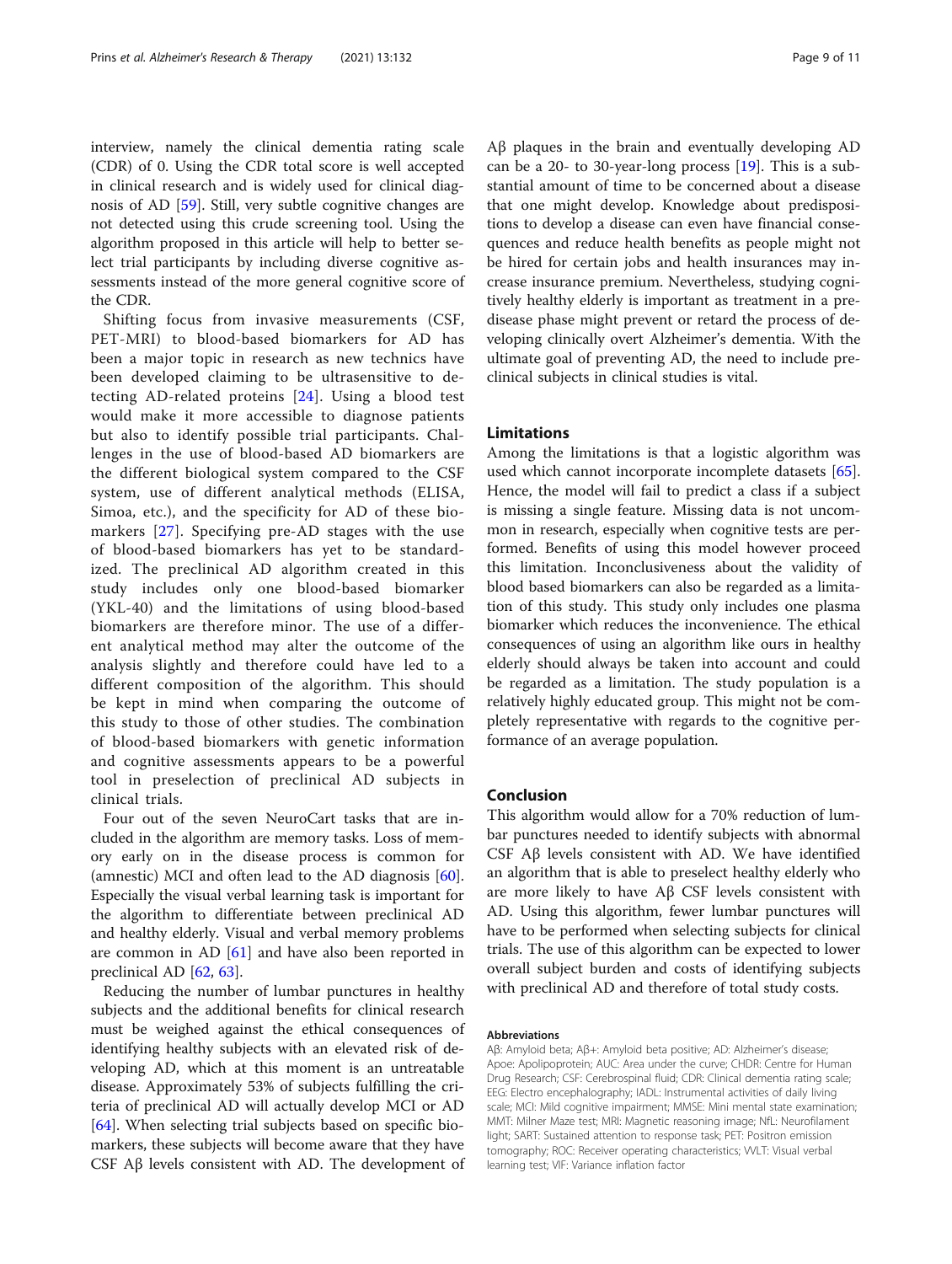interview, namely the clinical dementia rating scale (CDR) of 0. Using the CDR total score is well accepted in clinical research and is widely used for clinical diagnosis of AD [59]. Still, very subtle cognitive changes are not detected using this crude screening tool. Using the algorithm proposed in this article will help to better select trial participants by including diverse cognitive assessments instead of the more general cognitive score of the CDR.

Shifting focus from invasive measurements (CSF, PET-MRI) to blood-based biomarkers for AD has been a major topic in research as new technics have been developed claiming to be ultrasensitive to detecting AD-related proteins [24]. Using a blood test would make it more accessible to diagnose patients but also to identify possible trial participants. Challenges in the use of blood-based AD biomarkers are the different biological system compared to the CSF system, use of different analytical methods (ELISA, Simoa, etc.), and the specificity for AD of these biomarkers [27]. Specifying pre-AD stages with the use of blood-based biomarkers has yet to be standardized. The preclinical AD algorithm created in this study includes only one blood-based biomarker (YKL-40) and the limitations of using blood-based biomarkers are therefore minor. The use of a different analytical method may alter the outcome of the analysis slightly and therefore could have led to a different composition of the algorithm. This should be kept in mind when comparing the outcome of this study to those of other studies. The combination of blood-based biomarkers with genetic information and cognitive assessments appears to be a powerful tool in preselection of preclinical AD subjects in clinical trials.

Four out of the seven NeuroCart tasks that are included in the algorithm are memory tasks. Loss of memory early on in the disease process is common for (amnestic) MCI and often lead to the AD diagnosis [60]. Especially the visual verbal learning task is important for the algorithm to differentiate between preclinical AD and healthy elderly. Visual and verbal memory problems are common in AD [61] and have also been reported in preclinical AD [62, 63].

Reducing the number of lumbar punctures in healthy subjects and the additional benefits for clinical research must be weighed against the ethical consequences of identifying healthy subjects with an elevated risk of developing AD, which at this moment is an untreatable disease. Approximately 53% of subjects fulfilling the criteria of preclinical AD will actually develop MCI or AD [64]. When selecting trial subjects based on specific biomarkers, these subjects will become aware that they have CSF Aβ levels consistent with AD. The development of Aβ plaques in the brain and eventually developing AD can be a 20- to 30-year-long process [19]. This is a substantial amount of time to be concerned about a disease that one might develop. Knowledge about predispositions to develop a disease can even have financial consequences and reduce health benefits as people might not be hired for certain jobs and health insurances may increase insurance premium. Nevertheless, studying cognitively healthy elderly is important as treatment in a predisease phase might prevent or retard the process of developing clinically overt Alzheimer's dementia. With the ultimate goal of preventing AD, the need to include preclinical subjects in clinical studies is vital.

## Limitations

Among the limitations is that a logistic algorithm was used which cannot incorporate incomplete datasets [65]. Hence, the model will fail to predict a class if a subject is missing a single feature. Missing data is not uncommon in research, especially when cognitive tests are performed. Benefits of using this model however proceed this limitation. Inconclusiveness about the validity of blood based biomarkers can also be regarded as a limitation of this study. This study only includes one plasma biomarker which reduces the inconvenience. The ethical consequences of using an algorithm like ours in healthy elderly should always be taken into account and could be regarded as a limitation. The study population is a relatively highly educated group. This might not be completely representative with regards to the cognitive performance of an average population.

## Conclusion

This algorithm would allow for a 70% reduction of lumbar punctures needed to identify subjects with abnormal CSF Aβ levels consistent with AD. We have identified an algorithm that is able to preselect healthy elderly who are more likely to have Aβ CSF levels consistent with AD. Using this algorithm, fewer lumbar punctures will have to be performed when selecting subjects for clinical trials. The use of this algorithm can be expected to lower overall subject burden and costs of identifying subjects with preclinical AD and therefore of total study costs.

#### Abbreviations

Aβ: Amyloid beta; Aβ+: Amyloid beta positive; AD: Alzheimer's disease; Apoe: Apolipoprotein; AUC: Area under the curve; CHDR: Centre for Human Drug Research; CSF: Cerebrospinal fluid; CDR: Clinical dementia rating scale; EEG: Electro encephalography; IADL: Instrumental activities of daily living scale; MCI: Mild cognitive impairment; MMSE: Mini mental state examination; MMT: Milner Maze test; MRI: Magnetic reasoning image; NfL: Neurofilament light; SART: Sustained attention to response task; PET: Positron emission tomography; ROC: Receiver operating characteristics; VVLT: Visual verbal learning test; VIF: Variance inflation factor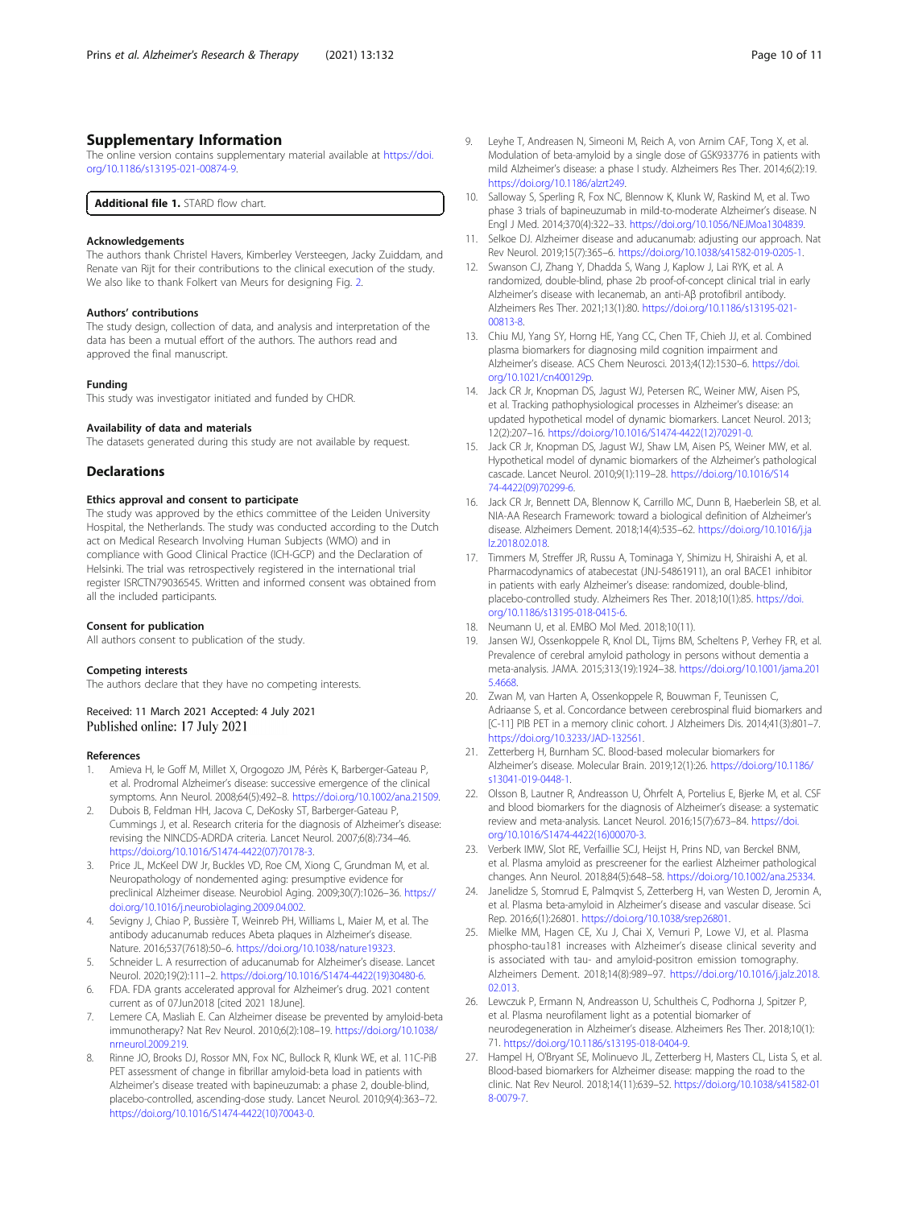## Supplementary Information

The online version contains supplementary material available at https://doi.org/10.1186/s13195-021-00874-9.

**Additional file 1.** STARD flow chart.

### Acknowledgements

The authors thank Christel Havers, Kimberley Versteegen, Jacky Zuiddam, and Renate van Rijt for their contributions to the clinical execution of the study. We also like to thank Folkert van Meurs for designing Fig. 2.

### Authors' contributions

The study design, collection of data, and analysis and interpretation of the data has been a mutual effort of the authors. The authors read and approved the final manuscript.

### Funding

This study was investigator initiated and funded by CHDR.

### Availability of data and materials

The datasets generated during this study are not available by request.

## Declarations

### Ethics approval and consent to participate

The study was approved by the ethics committee of the Leiden University Hospital, the Netherlands. The study was conducted according to the Dutch act on Medical Research Involving Human Subjects (WMO) and in compliance with Good Clinical Practice (ICH-GCP) and the Declaration of Helsinki. The trial was retrospectively registered in the international trial register ISRCTN79036545. Written and informed consent was obtained from all the included participants.

### Consent for publication

All authors consent to publication of the study.

### Competing interests

The authors declare that they have no competing interests.

Received: 11 March 2021 Accepted: 4 July 2021
Published online: 17 July 2021

### References

1. Amieva H, le Goff M, Millet X, Orgogozo JM, Pérès K, Barberger-Gateau P, et al. Prodromal Alzheimer's disease: successive emergence of the clinical symptoms. Ann Neurol. 2008;64(5):492–8. https://doi.org/10.1002/ana.21509.
2. Dubois B, Feldman HH, Jacova C, DeKosky ST, Barberger-Gateau P, Cummings J, et al. Research criteria for the diagnosis of Alzheimer's disease: revising the NINCDS-ADRDA criteria. Lancet Neurol. 2007;6(8):734–46. https://doi.org/10.1016/S1474-4422(07)70178-3.
3. Price JL, McKeel DW Jr, Buckles VD, Roe CM, Xiong C, Grundman M, et al. Neuropathology of nondemented aging: presumptive evidence for preclinical Alzheimer disease. Neurobiol Aging. 2009;30(7):1026–36. https://doi.org/10.1016/j.neurobiolaging.2009.04.002.
4. Sevigny J, Chiao P, Bussière T, Weinreb PH, Williams L, Maier M, et al. The antibody aducanumab reduces Abeta plaques in Alzheimer's disease. Nature. 2016;537(7618):50–6. https://doi.org/10.1038/nature19323.
5. Schneider L. A resurrection of aducanumab for Alzheimer's disease. Lancet Neurol. 2020;19(2):111–2. https://doi.org/10.1016/S1474-4422(19)30480-6.
6. FDA. FDA grants accelerated approval for Alzheimer's drug. 2021 content current as of 07Jun2018 [cited 2021 18June].
7. Lemere CA, Masliah E. Can Alzheimer disease be prevented by amyloid-beta immunotherapy? Nat Rev Neurol. 2010;6(2):108–19. https://doi.org/10.1038/nrneurol.2009.219.
8. Rinne JO, Brooks DJ, Rossor MN, Fox NC, Bullock R, Klunk WE, et al. 11C-PiB PET assessment of change in fibrillar amyloid-beta load in patients with Alzheimer's disease treated with bapineuzumab: a phase 2, double-blind, placebo-controlled, ascending-dose study. Lancet Neurol. 2010;9(4):363–72. https://doi.org/10.1016/S1474-4422(10)70043-0.
9. Leyhe T, Andreasen N, Simeoni M, Reich A, von Arnim CAF, Tong X, et al. Modulation of beta-amyloid by a single dose of GSK933776 in patients with mild Alzheimer's disease: a phase I study. Alzheimers Res Ther. 2014;6(2):19. https://doi.org/10.1186/alzrt249.
10. Salloway S, Sperling R, Fox NC, Blennow K, Klunk W, Raskind M, et al. Two phase 3 trials of bapineuzumab in mild-to-moderate Alzheimer's disease. N Engl J Med. 2014;370(4):322–33. https://doi.org/10.1056/NEJMoa1304839.
11. Selkoe DJ. Alzheimer disease and aducanumab: adjusting our approach. Nat Rev Neurol. 2019;15(7):365–6. https://doi.org/10.1038/s41582-019-0205-1.
12. Swanson CJ, Zhang Y, Dhadda S, Wang J, Kaplow J, Lai RYK, et al. A randomized, double-blind, phase 2b proof-of-concept clinical trial in early Alzheimer's disease with lecanemab, an anti-Aβ protofibril antibody. Alzheimers Res Ther. 2021;13(1):80. https://doi.org/10.1186/s13195-021-00813-8.
13. Chiu MJ, Yang SY, Horng HE, Yang CC, Chen TF, Chieh JJ, et al. Combined plasma biomarkers for diagnosing mild cognition impairment and Alzheimer's disease. ACS Chem Neurosci. 2013;4(12):1530–6. https://doi.org/10.1021/cn400129p.
14. Jack CR Jr, Knopman DS, Jagust WJ, Petersen RC, Weiner MW, Aisen PS, et al. Tracking pathophysiological processes in Alzheimer's disease: an updated hypothetical model of dynamic biomarkers. Lancet Neurol. 2013; 12(2):207–16. https://doi.org/10.1016/S1474-4422(12)70291-0.
15. Jack CR Jr, Knopman DS, Jagust WJ, Shaw LM, Aisen PS, Weiner MW, et al. Hypothetical model of dynamic biomarkers of the Alzheimer's pathological cascade. Lancet Neurol. 2010;9(1):119–28. https://doi.org/10.1016/S1474-4422(09)70299-6.
16. Jack CR Jr, Bennett DA, Blennow K, Carrillo MC, Dunn B, Haeberlein SB, et al. NIA-AA Research Framework: toward a biological definition of Alzheimer's disease. Alzheimers Dement. 2018;14(4):535–62. https://doi.org/10.1016/j.jalz.2018.02.018.
17. Timmers M, Streffer JR, Russu A, Tominaga Y, Shimizu H, Shiraishi A, et al. Pharmacodynamics of atabecestat (JNJ-54861911), an oral BACE1 inhibitor in patients with early Alzheimer's disease: randomized, double-blind, placebo-controlled study. Alzheimers Res Ther. 2018;10(1):85. https://doi.org/10.1186/s13195-018-0415-6.
18. Neumann U, et al. EMBO Mol Med. 2018;10(11).
19. Jansen WJ, Ossenkoppele R, Knol DL, Tijms BM, Scheltens P, Verhey FR, et al. Prevalence of cerebral amyloid pathology in persons without dementia: a meta-analysis. JAMA. 2015;313(19):1924–38. https://doi.org/10.1001/jama.2015.4668.
20. Zwan M, van Harten A, Ossenkoppele R, Bouwman F, Teunissen C, Adriaanse S, et al. Concordance between cerebrospinal fluid biomarkers and [C-11] PIB PET in a memory clinic cohort. J Alzheimers Dis. 2014;41(3):801–7. https://doi.org/10.3233/JAD-132561.
21. Zetterberg H, Burnham SC. Blood-based molecular biomarkers for Alzheimer's disease. Molecular Brain. 2019;12(1):26. https://doi.org/10.1186/s13041-019-0448-1.
22. Olsson B, Lautner R, Andreasson U, Öhrfelt A, Portelius E, Bjerke M, et al. CSF and blood biomarkers for the diagnosis of Alzheimer's disease: a systematic review and meta-analysis. Lancet Neurol. 2016;15(7):673–84. https://doi.org/10.1016/S1474-4422(16)00070-3.
23. Verberk IMW, Slot RE, Verfaillie SCJ, Heijst H, Prins ND, van Berckel BNM, et al. Plasma amyloid as prescreener for the earliest Alzheimer pathological changes. Ann Neurol. 2018;84(5):648–58. https://doi.org/10.1002/ana.25334.
24. Janelidze S, Stomrud E, Palmqvist S, Zetterberg H, van Westen D, Jeromin A, et al. Plasma beta-amyloid in Alzheimer's disease and vascular disease. Sci Rep. 2016;6(1):26801. https://doi.org/10.1038/srep26801.
25. Mielke MM, Hagen CE, Xu J, Chai X, Vemuri P, Lowe VJ, et al. Plasma phospho-tau181 increases with Alzheimer's disease clinical severity and is associated with tau- and amyloid-positron emission tomography. Alzheimers Dement. 2018;14(8):989–97. https://doi.org/10.1016/j.jalz.2018.02.013.
26. Lewczuk P, Ermann N, Andreasson U, Schultheis C, Podhorna J, Spitzer P, et al. Plasma neurofilament light as a potential biomarker of neurodegeneration in Alzheimer's disease. Alzheimers Res Ther. 2018;10(1): 71. https://doi.org/10.1186/s13195-018-0404-9.
27. Hampel H, O'Bryant SE, Molinuevo JL, Zetterberg H, Masters CL, Lista S, et al. Blood-based biomarkers for Alzheimer disease: mapping the road to the clinic. Nat Rev Neurol. 2018;14(11):639–52. https://doi.org/10.1038/s41582-018-0079-7.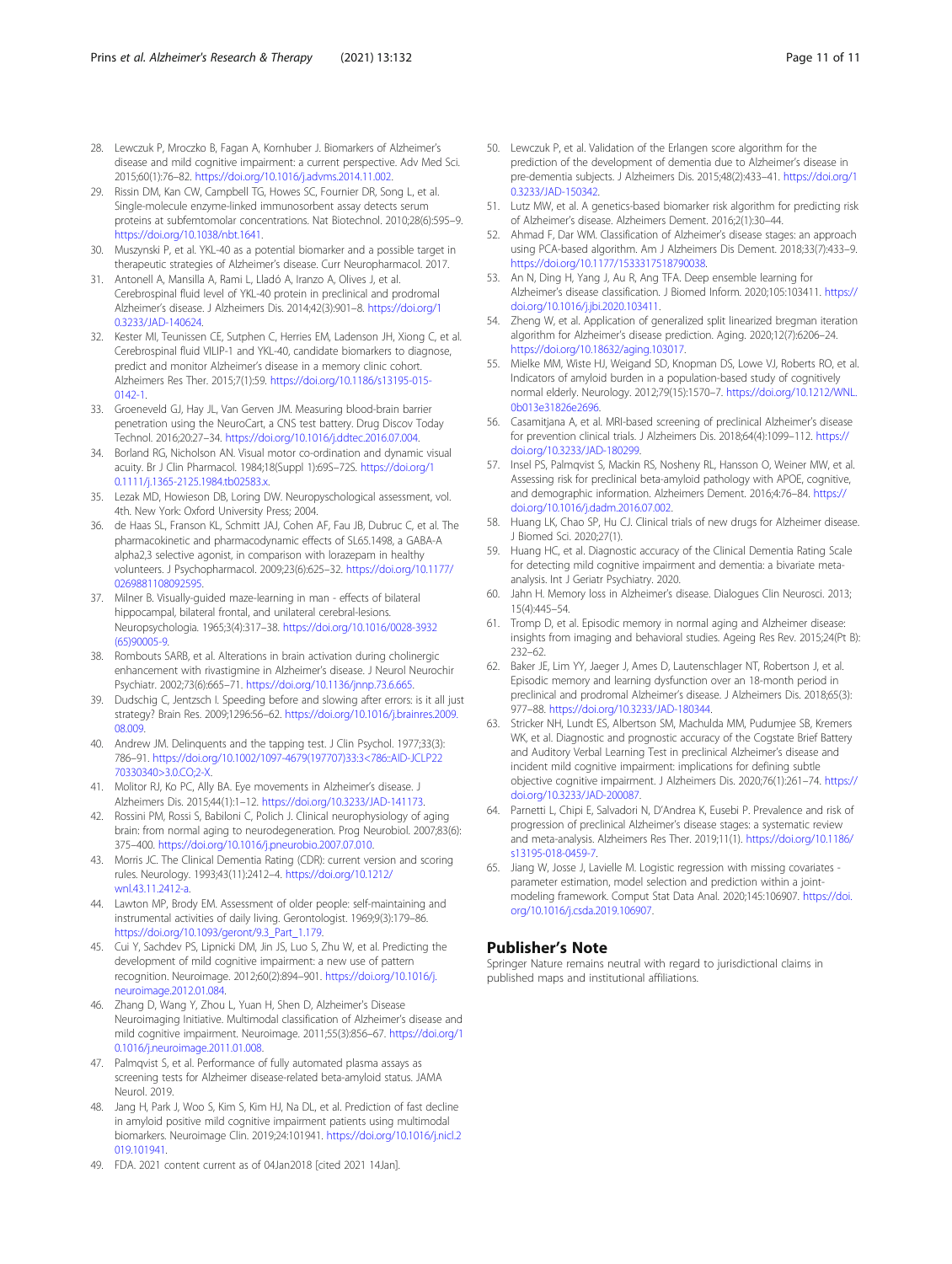28. Lewczuk P, Mroczko B, Fagan A, Kornhuber J. Biomarkers of Alzheimer's disease and mild cognitive impairment: a current perspective. Adv Med Sci. 2015;60(1):76–82. https://doi.org/10.1016/j.advms.2014.11.002.
29. Rissin DM, Kan CW, Campbell TG, Howes SC, Fournier DR, Song L, et al. Single-molecule enzyme-linked immunosorbent assay detects serum proteins at subfemtomolar concentrations. Nat Biotechnol. 2010;28(6):595–9. https://doi.org/10.1038/nbt.1641.
30. Muszynski P, et al. YKL-40 as a potential biomarker and a possible target in therapeutic strategies of Alzheimer's disease. Curr Neuropharmacol. 2017.
31. Antonell A, Mansilla A, Rami L, Lladó A, Iranzo A, Olives J, et al. Cerebrospinal fluid level of YKL-40 protein in preclinical and prodromal Alzheimer's disease. J Alzheimers Dis. 2014;42(3):901–8. https://doi.org/10.3233/JAD-140624.
32. Kester MI, Teunissen CE, Sutphen C, Herries EM, Ladenson JH, Xiong C, et al. Cerebrospinal fluid VILIP-1 and YKL-40, candidate biomarkers to diagnose, predict and monitor Alzheimer's disease in a memory clinic cohort. Alzheimers Res Ther. 2015;7(1):59. https://doi.org/10.1186/s13195-015-0142-1.
33. Groeneveld GJ, Hay JL, Van Gerven JM. Measuring blood-brain barrier penetration using the NeuroCart, a CNS test battery. Drug Discov Today Technol. 2016;20:27–34. https://doi.org/10.1016/j.ddtec.2016.07.004.
34. Borland RG, Nicholson AN. Visual motor co-ordination and dynamic visual acuity. Br J Clin Pharmacol. 1984;18(Suppl 1):69S–72S. https://doi.org/10.1111/j.1365-2125.1984.tb02583.x.
35. Lezak MD, Howieson DB, Loring DW. Neuropsychological assessment, vol. 4th. New York: Oxford University Press; 2004.
36. de Haas SL, Franson KL, Schmitt JAJ, Cohen AF, Fau JB, Dubruc C, et al. The pharmacokinetic and pharmacodynamic effects of SL65.1498, a GABA-A alpha2,3 selective agonist, in comparison with lorazepam in healthy volunteers. J Psychopharmacol. 2009;23(6):625–32. https://doi.org/10.1177/0269881108092595.
37. Milner B. Visually-guided maze-learning in man - effects of bilateral hippocampal, bilateral frontal, and unilateral cerebral-lesions. Neuropsychologia. 1965;3(4):317–38. https://doi.org/10.1016/0028-3932(65)90005-9.
38. Rombouts SARB, et al. Alterations in brain activation during cholinergic enhancement with rivastigmine in Alzheimer's disease. J Neurol Neurochir Psychiatr. 2002;73(6):665–71. https://doi.org/10.1136/jnnp.73.6.665.
39. Dudschig C, Jentzsch I. Speeding before and slowing after errors: is it all just strategy? Brain Res. 2009;1296:56–62. https://doi.org/10.1016/j.brainres.2009.08.009.
40. Andrew JM. Delinquents and the tapping test. J Clin Psychol. 1977;33(3):786–91. https://doi.org/10.1002/1097-4679(197707)33:3<786::AID-JCLP2270330340>3.0.CO;2-X.
41. Molitor RJ, Ko PC, Ally BA. Eye movements in Alzheimer's disease. J Alzheimers Dis. 2015;44(1):1–12. https://doi.org/10.3233/JAD-141173.
42. Rossini PM, Rossi S, Babiloni C, Polich J. Clinical neurophysiology of aging brain: from normal aging to neurodegeneration. Prog Neurobiol. 2007;83(6):375–400. https://doi.org/10.1016/j.pneurobio.2007.07.010.
43. Morris JC. The Clinical Dementia Rating (CDR): current version and scoring rules. Neurology. 1993;43(11):2412–4. https://doi.org/10.1212/wnl.43.11.2412-a.
44. Lawton MP, Brody EM. Assessment of older people: self-maintaining and instrumental activities of daily living. Gerontologist. 1969;9(3):179–86. https://doi.org/10.1093/geront/9.3_Part_1.179.
45. Cui Y, Sachdev PS, Lipnicki DM, Jin JS, Luo S, Zhu W, et al. Predicting the development of mild cognitive impairment: a new use of pattern recognition. Neuroimage. 2012;60(2):894–901. https://doi.org/10.1016/j.neuroimage.2012.01.084.
46. Zhang D, Wang Y, Zhou L, Yuan H, Shen D, Alzheimer's Disease Neuroimaging Initiative. Multimodal classification of Alzheimer's disease and mild cognitive impairment. Neuroimage. 2011;55(3):856–67. https://doi.org/10.1016/j.neuroimage.2011.01.008.
47. Palmqvist S, et al. Performance of fully automated plasma assays as screening tests for Alzheimer disease-related beta-amyloid status. JAMA Neurol. 2019.
48. Jang H, Park J, Woo S, Kim S, Kim HJ, Na DL, et al. Prediction of fast decline in amyloid positive mild cognitive impairment patients using multimodal biomarkers. Neuroimage Clin. 2019;24:101941. https://doi.org/10.1016/j.nicl.2019.101941.
49. FDA. 2021 content current as of 04Jan2018 [cited 2021 14Jan].
50. Lewczuk P, et al. Validation of the Erlangen score algorithm for the prediction of the development of dementia due to Alzheimer's disease in pre-dementia subjects. J Alzheimers Dis. 2015;48(2):433–41. https://doi.org/10.3233/JAD-150342.
51. Lutz MW, et al. A genetics-based biomarker risk algorithm for predicting risk of Alzheimer's disease. Alzheimers Dement. 2016;2(1):30–44.
52. Ahmad F, Dar WM. Classification of Alzheimer's disease stages: an approach using PCA-based algorithm. Am J Alzheimers Dis Dement. 2018;33(7):433–9. https://doi.org/10.1177/1533317518790038.
53. An N, Ding H, Yang J, Au R, Ang TFA. Deep ensemble learning for Alzheimer's disease classification. J Biomed Inform. 2020;105:103411. https://doi.org/10.1016/j.jbi.2020.103411.
54. Zheng W, et al. Application of generalized split linearized bregman iteration algorithm for Alzheimer's disease prediction. Aging. 2020;12(7):6206–24. https://doi.org/10.18632/aging.103017.
55. Mielke MM, Wiste HJ, Weigand SD, Knopman DS, Lowe VJ, Roberts RO, et al. Indicators of amyloid burden in a population-based study of cognitively normal elderly. Neurology. 2012;79(15):1570–7. https://doi.org/10.1212/WNL.0b013e31826e2696.
56. Casamitjana A, et al. MRI-based screening of preclinical Alzheimer's disease for prevention clinical trials. J Alzheimers Dis. 2018;64(4):1099–112. https://doi.org/10.3233/JAD-180299.
57. Insel PS, Palmqvist S, Mackin RS, Nosheny RL, Hansson O, Weiner MW, et al. Assessing risk for preclinical beta-amyloid pathology with APOE, cognitive, and demographic information. Alzheimers Dement. 2016;4:76–84. https://doi.org/10.1016/j.dadm.2016.07.002.
58. Huang LK, Chao SP, Hu CJ. Clinical trials of new drugs for Alzheimer disease. J Biomed Sci. 2020;27(1).
59. Huang HC, et al. Diagnostic accuracy of the Clinical Dementia Rating Scale for detecting mild cognitive impairment and dementia: a bivariate meta-analysis. Int J Geriatr Psychiatry. 2020.
60. Jahn H. Memory loss in Alzheimer's disease. Dialogues Clin Neurosci. 2013;15(4):445–54.
61. Tromp D, et al. Episodic memory in normal aging and Alzheimer disease: insights from imaging and behavioral studies. Ageing Res Rev. 2015;24(Pt B):232–62.
62. Baker JE, Lim YY, Jaeger J, Ames D, Lautenschlager NT, Robertson J, et al. Episodic memory and learning dysfunction over an 18-month period in preclinical and prodromal Alzheimer's disease. J Alzheimers Dis. 2018;65(3):977–88. https://doi.org/10.3233/JAD-180344.
63. Stricker NH, Lundt ES, Albertson SM, Machulda MM, Pudumjee SB, Kremers WK, et al. Diagnostic and prognostic accuracy of the Cogstate Brief Battery and Auditory Verbal Learning Test in preclinical Alzheimer's disease and incident mild cognitive impairment: implications for defining subtle objective cognitive impairment. J Alzheimers Dis. 2020;76(1):261–74. https://doi.org/10.3233/JAD-200087.
64. Parnetti L, Chipi E, Salvadori N, D'Andrea K, Eusebi P. Prevalence and risk of progression of preclinical Alzheimer's disease stages: a systematic review and meta-analysis. Alzheimers Res Ther. 2019;11(1). https://doi.org/10.1186/s13195-018-0459-7.
65. Jiang W, Josse J, Lavielle M. Logistic regression with missing covariates - parameter estimation, model selection and prediction within a joint-modeling framework. Comput Stat Data Anal. 2020;145:106907. https://doi.org/10.1016/j.csda.2019.106907.

## Publisher's Note

Springer Nature remains neutral with regard to jurisdictional claims in published maps and institutional affiliations.